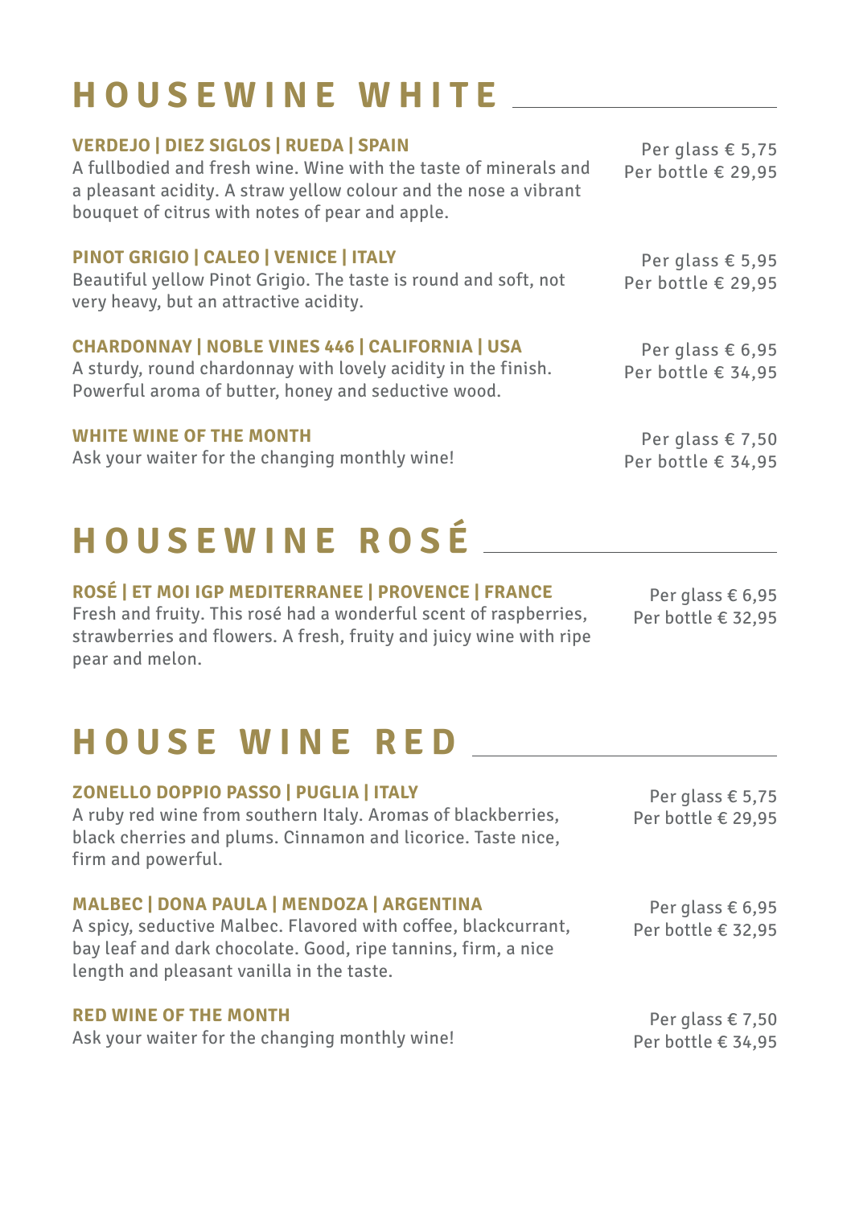# HOUSEWINE WHITE

**VERDEJO | DIEZ SIGLOS | RUEDA | SPAIN**
A fullbodied and fresh wine. Wine with the taste of minerals and a pleasant acidity. A straw yellow colour and the nose a vibrant bouquet of citrus with notes of pear and apple.

Per glass € 5,75
Per bottle € 29,95

**PINOT GRIGIO | CALEO | VENICE | ITALY**
Beautiful yellow Pinot Grigio. The taste is round and soft, not very heavy, but an attractive acidity.

Per glass € 5,95
Per bottle € 29,95

**CHARDONNAY | NOBLE VINES 446 | CALIFORNIA | USA**
A sturdy, round chardonnay with lovely acidity in the finish. Powerful aroma of butter, honey and seductive wood.

Per glass € 6,95
Per bottle € 34,95

**WHITE WINE OF THE MONTH**
Ask your waiter for the changing monthly wine!

Per glass € 7,50
Per bottle € 34,95

# HOUSEWINE ROSÉ

**ROSÉ | ET MOI IGP MEDITERRANEE | PROVENCE | FRANCE**
Fresh and fruity. This rosé had a wonderful scent of raspberries, strawberries and flowers. A fresh, fruity and juicy wine with ripe pear and melon.

Per glass € 6,95
Per bottle € 32,95

# HOUSE WINE RED

**ZONELLO DOPPIO PASSO | PUGLIA | ITALY**
A ruby red wine from southern Italy. Aromas of blackberries, black cherries and plums. Cinnamon and licorice. Taste nice, firm and powerful.

Per glass € 5,75
Per bottle € 29,95

**MALBEC | DONA PAULA | MENDOZA | ARGENTINA**
A spicy, seductive Malbec. Flavored with coffee, blackcurrant, bay leaf and dark chocolate. Good, ripe tannins, firm, a nice length and pleasant vanilla in the taste.

Per glass € 6,95
Per bottle € 32,95

**RED WINE OF THE MONTH**
Ask your waiter for the changing monthly wine!

Per glass € 7,50
Per bottle € 34,95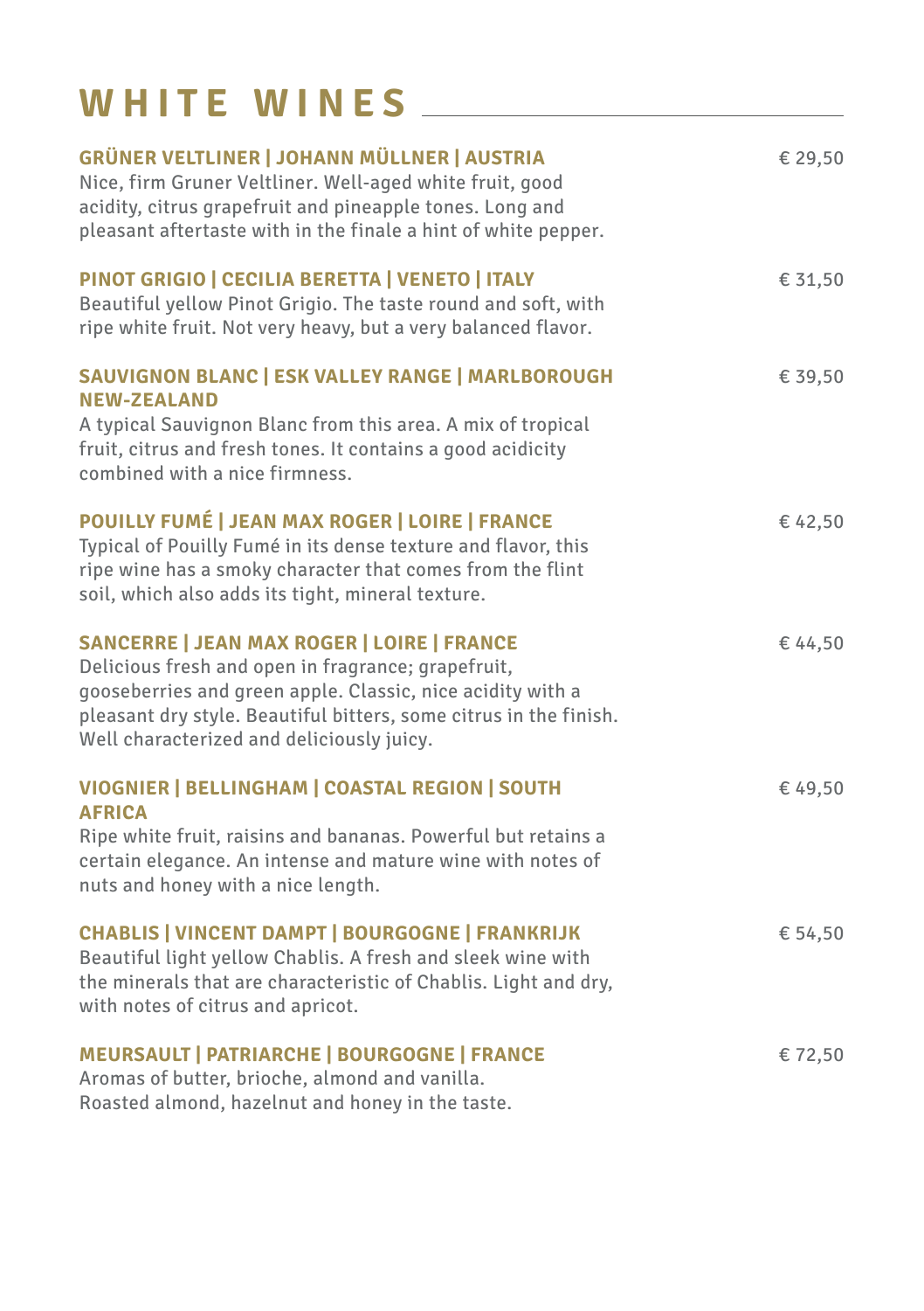# WHITE WINES

**GRÜNER VELTLINER | JOHANN MÜLLNER | AUSTRIA** € 29,50
Nice, firm Gruner Veltliner. Well-aged white fruit, good acidity, citrus grapefruit and pineapple tones. Long and pleasant aftertaste with in the finale a hint of white pepper.

**PINOT GRIGIO | CECILIA BERETTA | VENETO | ITALY** € 31,50
Beautiful yellow Pinot Grigio. The taste round and soft, with ripe white fruit. Not very heavy, but a very balanced flavor.

**SAUVIGNON BLANC | ESK VALLEY RANGE | MARLBOROUGH NEW-ZEALAND** € 39,50
A typical Sauvignon Blanc from this area. A mix of tropical fruit, citrus and fresh tones. It contains a good acidicity combined with a nice firmness.

**POUILLY FUMÉ | JEAN MAX ROGER | LOIRE | FRANCE** € 42,50
Typical of Pouilly Fumé in its dense texture and flavor, this ripe wine has a smoky character that comes from the flint soil, which also adds its tight, mineral texture.

**SANCERRE | JEAN MAX ROGER | LOIRE | FRANCE** € 44,50
Delicious fresh and open in fragrance; grapefruit, gooseberries and green apple. Classic, nice acidity with a pleasant dry style. Beautiful bitters, some citrus in the finish. Well characterized and deliciously juicy.

**VIOGNIER | BELLINGHAM | COASTAL REGION | SOUTH AFRICA** € 49,50
Ripe white fruit, raisins and bananas. Powerful but retains a certain elegance. An intense and mature wine with notes of nuts and honey with a nice length.

**CHABLIS | VINCENT DAMPT | BOURGOGNE | FRANKRIJK** € 54,50
Beautiful light yellow Chablis. A fresh and sleek wine with the minerals that are characteristic of Chablis. Light and dry, with notes of citrus and apricot.

**MEURSAULT | PATRIARCHE | BOURGOGNE | FRANCE** € 72,50
Aromas of butter, brioche, almond and vanilla.
Roasted almond, hazelnut and honey in the taste.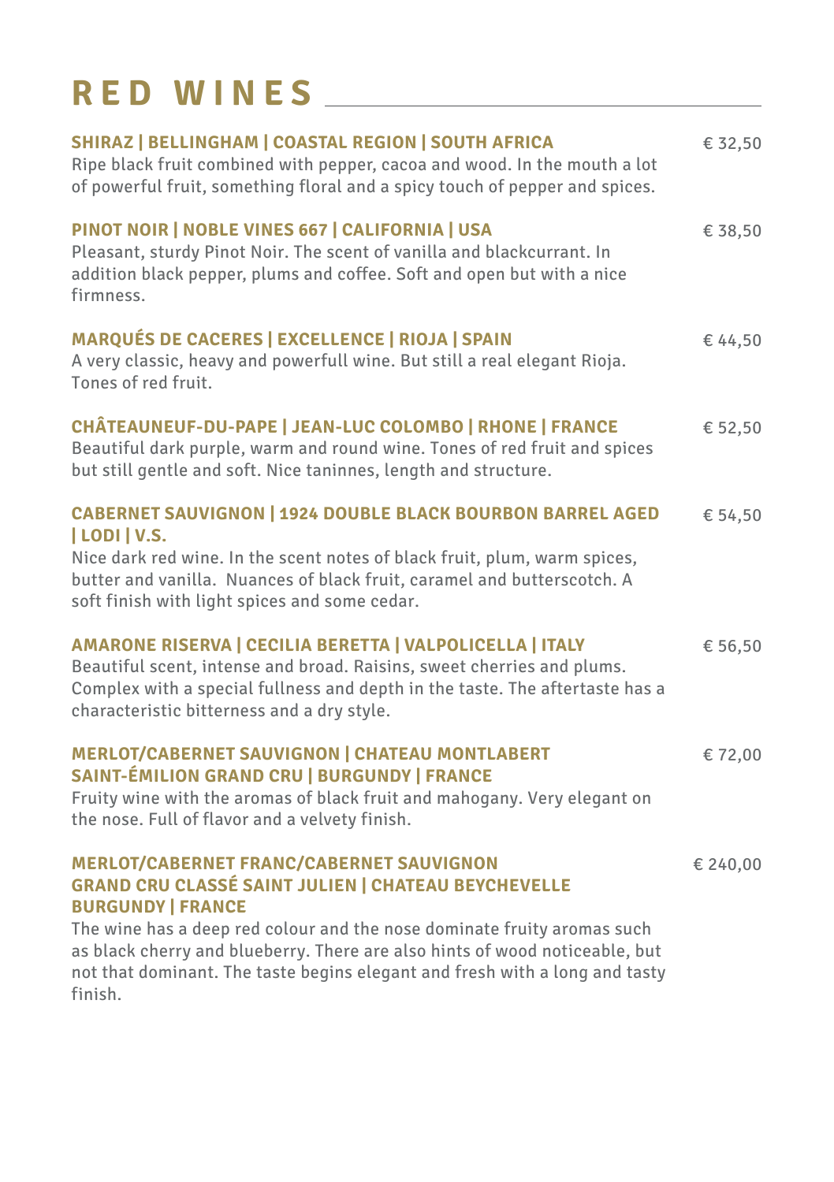# RED WINES

**SHIRAZ | BELLINGHAM | COASTAL REGION | SOUTH AFRICA** € 32,50
Ripe black fruit combined with pepper, cacoa and wood. In the mouth a lot of powerful fruit, something floral and a spicy touch of pepper and spices.

**PINOT NOIR | NOBLE VINES 667 | CALIFORNIA | USA** € 38,50
Pleasant, sturdy Pinot Noir. The scent of vanilla and blackcurrant. In addition black pepper, plums and coffee. Soft and open but with a nice firmness.

**MARQUÉS DE CACERES | EXCELLENCE | RIOJA | SPAIN** € 44,50
A very classic, heavy and powerfull wine. But still a real elegant Rioja. Tones of red fruit.

**CHÂTEAUNEUF-DU-PAPE | JEAN-LUC COLOMBO | RHONE | FRANCE** € 52,50
Beautiful dark purple, warm and round wine. Tones of red fruit and spices but still gentle and soft. Nice taninnes, length and structure.

**CABERNET SAUVIGNON | 1924 DOUBLE BLACK BOURBON BARREL AGED | LODI | V.S.** € 54,50
Nice dark red wine. In the scent notes of black fruit, plum, warm spices, butter and vanilla. Nuances of black fruit, caramel and butterscotch. A soft finish with light spices and some cedar.

**AMARONE RISERVA | CECILIA BERETTA | VALPOLICELLA | ITALY** € 56,50
Beautiful scent, intense and broad. Raisins, sweet cherries and plums. Complex with a special fullness and depth in the taste. The aftertaste has a characteristic bitterness and a dry style.

**MERLOT/CABERNET SAUVIGNON | CHATEAU MONTLABERT SAINT-ÉMILION GRAND CRU | BURGUNDY | FRANCE** € 72,00
Fruity wine with the aromas of black fruit and mahogany. Very elegant on the nose. Full of flavor and a velvety finish.

**MERLOT/CABERNET FRANC/CABERNET SAUVIGNON GRAND CRU CLASSÉ SAINT JULIEN | CHATEAU BEYCHEVELLE BURGUNDY | FRANCE** € 240,00
The wine has a deep red colour and the nose dominate fruity aromas such as black cherry and blueberry. There are also hints of wood noticeable, but not that dominant. The taste begins elegant and fresh with a long and tasty finish.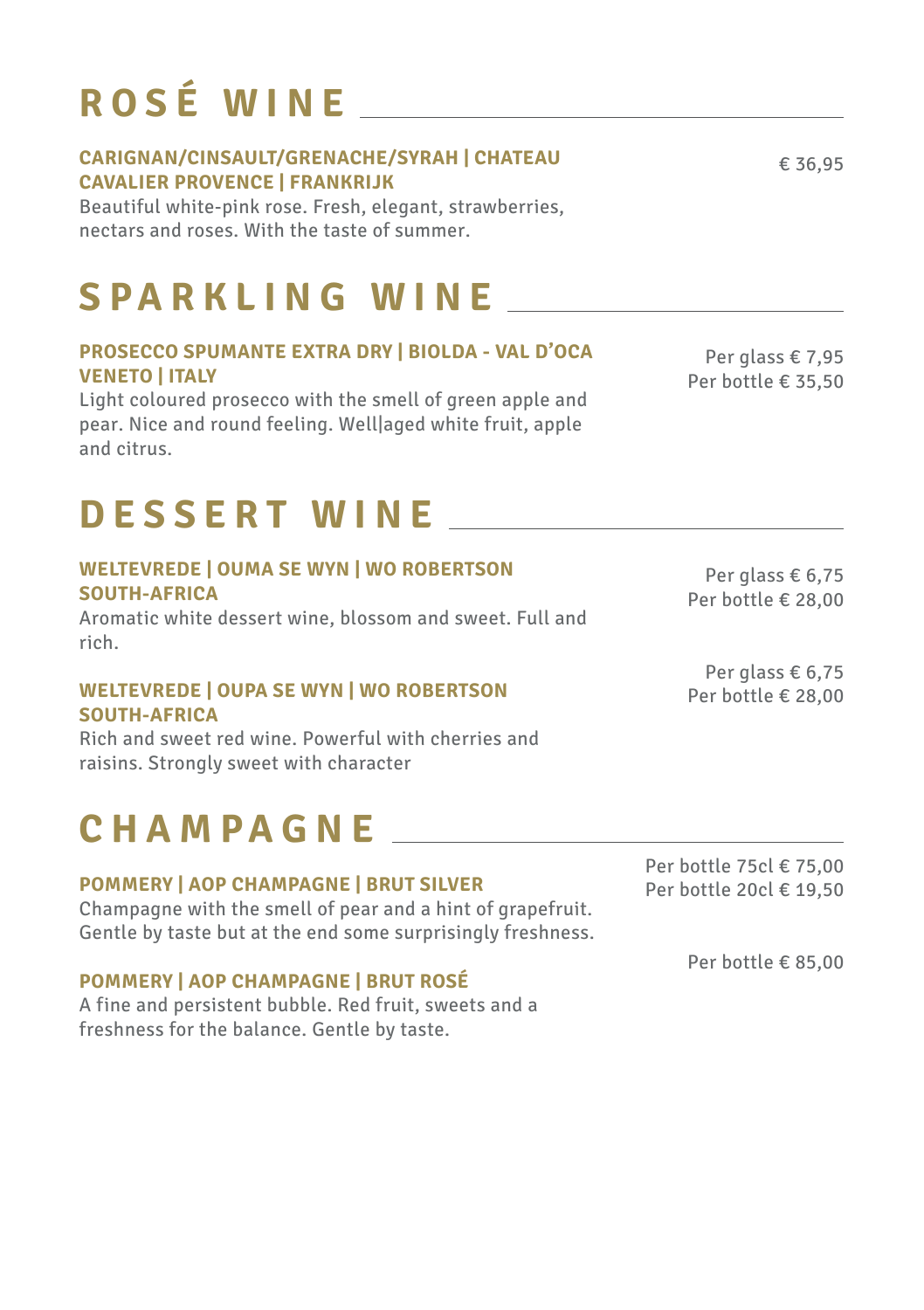# ROSÉ WINE

**CARIGNAN/CINSAULT/GRENACHE/SYRAH | CHATEAU CAVALIER PROVENCE | FRANKRIJK**

Beautiful white-pink rose. Fresh, elegant, strawberries, nectars and roses. With the taste of summer.

€ 36,95

# SPARKLING WINE

**PROSECCO SPUMANTE EXTRA DRY | BIOLDA - VAL D'OCA VENETO | ITALY**

Light coloured prosecco with the smell of green apple and pear. Nice and round feeling. Well|aged white fruit, apple and citrus.

Per glass € 7,95
Per bottle € 35,50

# DESSERT WINE

**WELTEVREDE | OUMA SE WYN | WO ROBERTSON SOUTH-AFRICA**

Aromatic white dessert wine, blossom and sweet. Full and rich.

Per glass € 6,75
Per bottle € 28,00

**WELTEVREDE | OUPA SE WYN | WO ROBERTSON SOUTH-AFRICA**

Rich and sweet red wine. Powerful with cherries and raisins. Strongly sweet with character

Per glass € 6,75
Per bottle € 28,00

# CHAMPAGNE

**POMMERY | AOP CHAMPAGNE | BRUT SILVER**

Champagne with the smell of pear and a hint of grapefruit. Gentle by taste but at the end some surprisingly freshness.

Per bottle 75cl € 75,00
Per bottle 20cl € 19,50

**POMMERY | AOP CHAMPAGNE | BRUT ROSÉ**

A fine and persistent bubble. Red fruit, sweets and a freshness for the balance. Gentle by taste.

Per bottle € 85,00